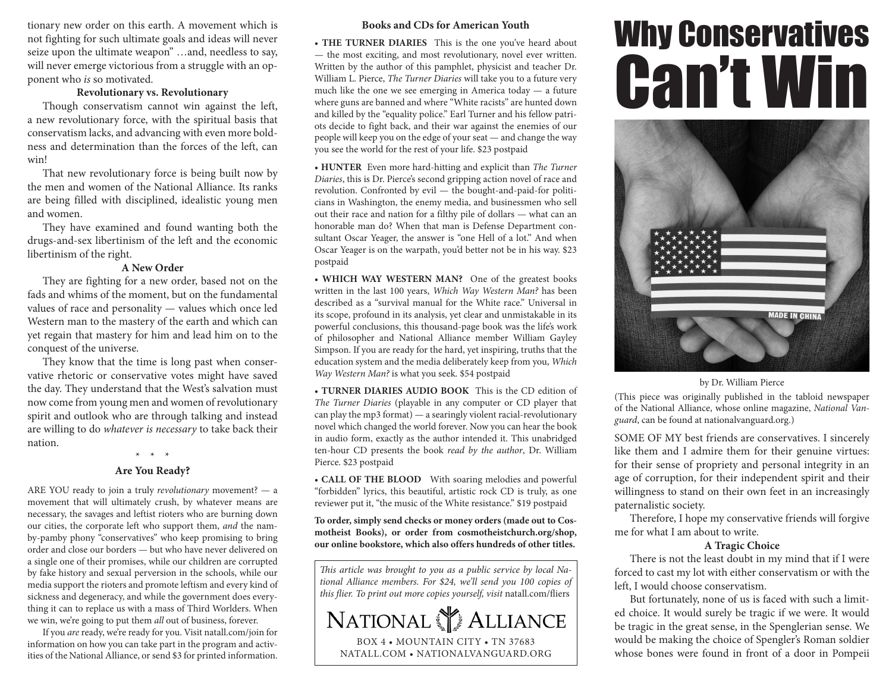tionary new order on this earth. A movement which is not fighting for such ultimate goals and ideas will never seize upon the ultimate weapon" …and, needless to say, will never emerge victorious from a struggle with an opponent who *is* so motivated.

### Revolutionary vs. Revolutionary

Though conservatism cannot win against the left, a new revolutionary force, with the spiritual basis that conservatism lacks, and advancing with even more boldness and determination than the forces of the left, can win!

That new revolutionary force is being built now by the men and women of the National Alliance. Its ranks are being filled with disciplined, idealistic young men and women.

They have examined and found wanting both the drugs-and-sex libertinism of the left and the economic libertinism of the right.

### A New Order

They are fighting for a new order, based not on the fads and whims of the moment, but on the fundamental values of race and personality — values which once led Western man to the mastery of the earth and which can yet regain that mastery for him and lead him on to the conquest of the universe.

They know that the time is long past when conservative rhetoric or conservative votes might have saved the day. They understand that the West's salvation must now come from young men and women of revolutionary spirit and outlook who are through talking and instead are willing to do *whatever is necessary* to take back their nation.

\* \* \*

### Are You Ready?

ARE YOU ready to join a truly *revolutionary* movement? — a movement that will ultimately crush, by whatever means are necessary, the savages and leftist rioters who are burning down our cities, the corporate left who support them, *and* the namby-pamby phony "conservatives" who keep promising to bring order and close our borders — but who have never delivered on a single one of their promises, while our children are corrupted by fake history and sexual perversion in the schools, while our media support the rioters and promote leftism and every kind of sickness and degeneracy, and while the government does everything it can to replace us with a mass of Third Worlders. When we win, we're going to put them *all* out of business, forever.

If you *are* ready, we're ready for you. Visit natall.com/join for information on how you can take part in the program and activities of the National Alliance, or send $3 for printed information.

### Books and CDs for American Youth

• **THE TURNER DIARIES** This is the one you've heard about — the most exciting, and most revolutionary, novel ever written. Written by the author of this pamphlet, physicist and teacher Dr. William L. Pierce, *The Turner Diaries* will take you to a future very much like the one we see emerging in America today — a future where guns are banned and where "White racists" are hunted down and killed by the "equality police." Earl Turner and his fellow patriots decide to fight back, and their war against the enemies of our people will keep you on the edge of your seat — and change the way you see the world for the rest of your life. $23 postpaid

• **HUNTER** Even more hard-hitting and explicit than *The Turner Diaries*, this is Dr. Pierce's second gripping action novel of race and revolution. Confronted by evil — the bought-and-paid-for politicians in Washington, the enemy media, and businessmen who sell out their race and nation for a filthy pile of dollars — what can an honorable man do? When that man is Defense Department consultant Oscar Yeager, the answer is "one Hell of a lot." And when Oscar Yeager is on the warpath, you'd better not be in his way. $23 postpaid

• **WHICH WAY WESTERN MAN?** One of the greatest books written in the last 100 years, *Which Way Western Man?* has been described as a "survival manual for the White race." Universal in its scope, profound in its analysis, yet clear and unmistakable in its powerful conclusions, this thousand-page book was the life's work of philosopher and National Alliance member William Gayley Simpson. If you are ready for the hard, yet inspiring, truths that the education system and the media deliberately keep from you, *Which Way Western Man?* is what you seek. $54 postpaid

• **TURNER DIARIES AUDIO BOOK** This is the CD edition of *The Turner Diaries* (playable in any computer or CD player that can play the mp3 format) — a searingly violent racial-revolutionary novel which changed the world forever. Now you can hear the book in audio form, exactly as the author intended it. This unabridged ten-hour CD presents the book *read by the author*, Dr. William Pierce. $23 postpaid

• **CALL OF THE BLOOD** With soaring melodies and powerful "forbidden" lyrics, this beautiful, artistic rock CD is truly, as one reviewer put it, "the music of the White resistance." $19 postpaid

**To order, simply send checks or money orders (made out to Cosmotheist Books), or order from cosmotheistchurch.org/shop, our online bookstore, which also offers hundreds of other titles.**

*This article was brought to you as a public service by local National Alliance members. For $24, we'll send you 100 copies of this flier. To print out more copies yourself, visit* natall.com/fliers

NATIONAL ALLIANCE

BOX 4 • MOUNTAIN CITY • TN 37683
NATALL.COM • NATIONALVANGUARD.ORG

# Why Conservatives Can't Win

by Dr. William Pierce

(This piece was originally published in the tabloid newspaper of the National Alliance, whose online magazine, *National Vanguard*, can be found at nationalvanguard.org.)

SOME OF MY best friends are conservatives. I sincerely like them and I admire them for their genuine virtues: for their sense of propriety and personal integrity in an age of corruption, for their independent spirit and their willingness to stand on their own feet in an increasingly paternalistic society.

Therefore, I hope my conservative friends will forgive me for what I am about to write.

### A Tragic Choice

There is not the least doubt in my mind that if I were forced to cast my lot with either conservatism or with the left, I would choose conservatism.

But fortunately, none of us is faced with such a limited choice. It would surely be tragic if we were. It would be tragic in the great sense, in the Spenglerian sense. We would be making the choice of Spengler's Roman soldier whose bones were found in front of a door in Pompeii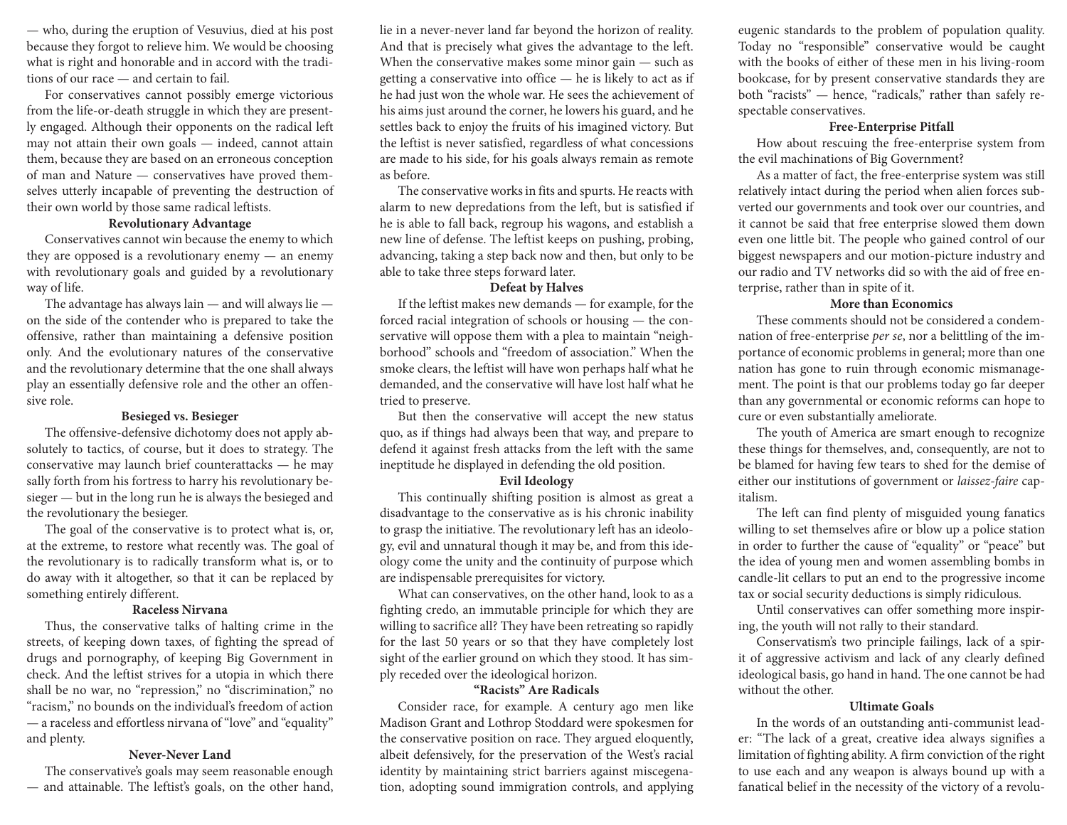— who, during the eruption of Vesuvius, died at his post because they forgot to relieve him. We would be choosing what is right and honorable and in accord with the traditions of our race — and certain to fail.

For conservatives cannot possibly emerge victorious from the life-or-death struggle in which they are presently engaged. Although their opponents on the radical left may not attain their own goals — indeed, cannot attain them, because they are based on an erroneous conception of man and Nature — conservatives have proved themselves utterly incapable of preventing the destruction of their own world by those same radical leftists.

**Revolutionary Advantage**

Conservatives cannot win because the enemy to which they are opposed is a revolutionary enemy — an enemy with revolutionary goals and guided by a revolutionary way of life.

The advantage has always lain — and will always lie — on the side of the contender who is prepared to take the offensive, rather than maintaining a defensive position only. And the evolutionary natures of the conservative and the revolutionary determine that the one shall always play an essentially defensive role and the other an offensive role.

**Besieged vs. Besieger**

The offensive-defensive dichotomy does not apply absolutely to tactics, of course, but it does to strategy. The conservative may launch brief counterattacks — he may sally forth from his fortress to harry his revolutionary besieger — but in the long run he is always the besieged and the revolutionary the besieger.

The goal of the conservative is to protect what is, or, at the extreme, to restore what recently was. The goal of the revolutionary is to radically transform what is, or to do away with it altogether, so that it can be replaced by something entirely different.

**Raceless Nirvana**

Thus, the conservative talks of halting crime in the streets, of keeping down taxes, of fighting the spread of drugs and pornography, of keeping Big Government in check. And the leftist strives for a utopia in which there shall be no war, no "repression," no "discrimination," no "racism," no bounds on the individual's freedom of action — a raceless and effortless nirvana of "love" and "equality" and plenty.

**Never-Never Land**

The conservative's goals may seem reasonable enough — and attainable. The leftist's goals, on the other hand, lie in a never-never land far beyond the horizon of reality. And that is precisely what gives the advantage to the left. When the conservative makes some minor gain — such as getting a conservative into office — he is likely to act as if he had just won the whole war. He sees the achievement of his aims just around the corner, he lowers his guard, and he settles back to enjoy the fruits of his imagined victory. But the leftist is never satisfied, regardless of what concessions are made to his side, for his goals always remain as remote as before.

The conservative works in fits and spurts. He reacts with alarm to new depredations from the left, but is satisfied if he is able to fall back, regroup his wagons, and establish a new line of defense. The leftist keeps on pushing, probing, advancing, taking a step back now and then, but only to be able to take three steps forward later.

**Defeat by Halves**

If the leftist makes new demands — for example, for the forced racial integration of schools or housing — the conservative will oppose them with a plea to maintain "neighborhood" schools and "freedom of association." When the smoke clears, the leftist will have won perhaps half what he demanded, and the conservative will have lost half what he tried to preserve.

But then the conservative will accept the new status quo, as if things had always been that way, and prepare to defend it against fresh attacks from the left with the same ineptitude he displayed in defending the old position.

**Evil Ideology**

This continually shifting position is almost as great a disadvantage to the conservative as is his chronic inability to grasp the initiative. The revolutionary left has an ideology, evil and unnatural though it may be, and from this ideology come the unity and the continuity of purpose which are indispensable prerequisites for victory.

What can conservatives, on the other hand, look to as a fighting credo, an immutable principle for which they are willing to sacrifice all? They have been retreating so rapidly for the last 50 years or so that they have completely lost sight of the earlier ground on which they stood. It has simply receded over the ideological horizon.

**"Racists" Are Radicals**

Consider race, for example. A century ago men like Madison Grant and Lothrop Stoddard were spokesmen for the conservative position on race. They argued eloquently, albeit defensively, for the preservation of the West's racial identity by maintaining strict barriers against miscegenation, adopting sound immigration controls, and applying eugenic standards to the problem of population quality. Today no "responsible" conservative would be caught with the books of either of these men in his living-room bookcase, for by present conservative standards they are both "racists" — hence, "radicals," rather than safely respectable conservatives.

**Free-Enterprise Pitfall**

How about rescuing the free-enterprise system from the evil machinations of Big Government?

As a matter of fact, the free-enterprise system was still relatively intact during the period when alien forces subverted our governments and took over our countries, and it cannot be said that free enterprise slowed them down even one little bit. The people who gained control of our biggest newspapers and our motion-picture industry and our radio and TV networks did so with the aid of free enterprise, rather than in spite of it.

**More than Economics**

These comments should not be considered a condemnation of free-enterprise *per se*, nor a belittling of the importance of economic problems in general; more than one nation has gone to ruin through economic mismanagement. The point is that our problems today go far deeper than any governmental or economic reforms can hope to cure or even substantially ameliorate.

The youth of America are smart enough to recognize these things for themselves, and, consequently, are not to be blamed for having few tears to shed for the demise of either our institutions of government or *laissez-faire* capitalism.

The left can find plenty of misguided young fanatics willing to set themselves afire or blow up a police station in order to further the cause of "equality" or "peace" but the idea of young men and women assembling bombs in candle-lit cellars to put an end to the progressive income tax or social security deductions is simply ridiculous.

Until conservatives can offer something more inspiring, the youth will not rally to their standard.

Conservatism's two principle failings, lack of a spirit of aggressive activism and lack of any clearly defined ideological basis, go hand in hand. The one cannot be had without the other.

**Ultimate Goals**

In the words of an outstanding anti-communist leader: "The lack of a great, creative idea always signifies a limitation of fighting ability. A firm conviction of the right to use each and any weapon is always bound up with a fanatical belief in the necessity of the victory of a revolu-